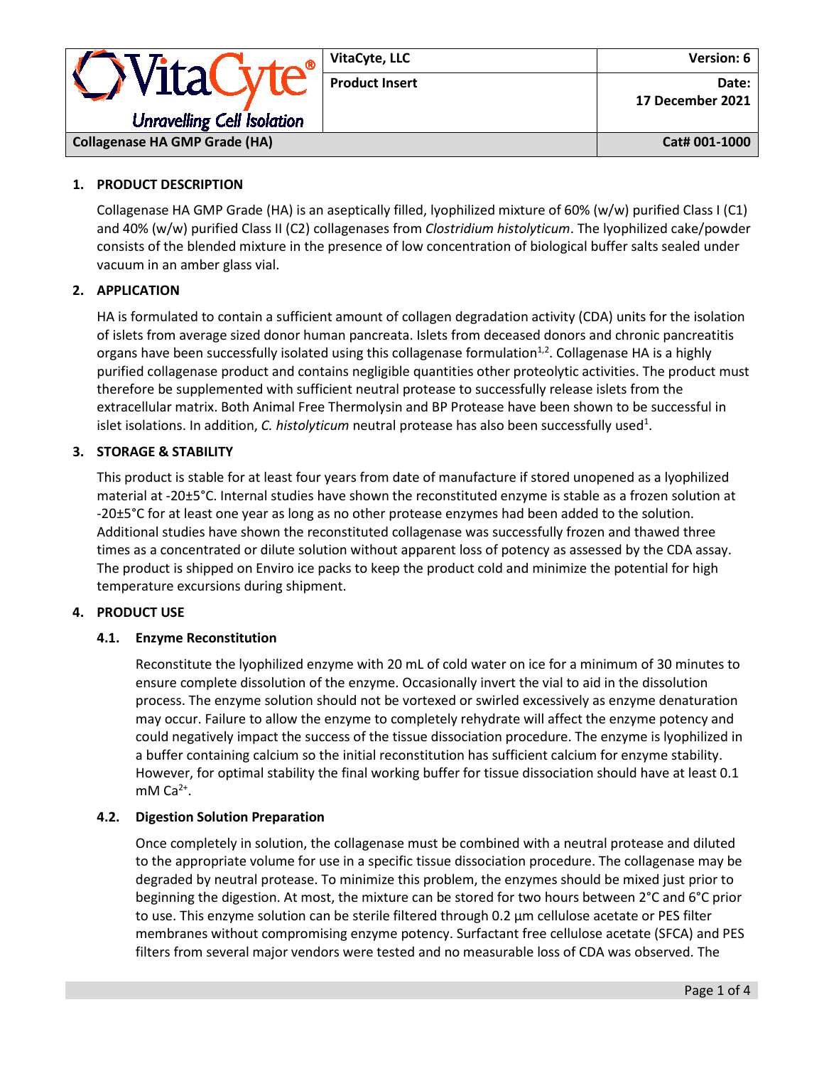| VitaCyte® Unravelling Cell Isolation | VitaCyte, LLC | Version: 6 |
|---|---|---|
| | Product Insert | Date: 17 December 2021 |
| Collagenase HA GMP Grade (HA) | | Cat# 001-1000 |

## 1. PRODUCT DESCRIPTION

Collagenase HA GMP Grade (HA) is an aseptically filled, lyophilized mixture of 60% (w/w) purified Class I (C1) and 40% (w/w) purified Class II (C2) collagenases from *Clostridium histolyticum*. The lyophilized cake/powder consists of the blended mixture in the presence of low concentration of biological buffer salts sealed under vacuum in an amber glass vial.

## 2. APPLICATION

HA is formulated to contain a sufficient amount of collagen degradation activity (CDA) units for the isolation of islets from average sized donor human pancreata. Islets from deceased donors and chronic pancreatitis organs have been successfully isolated using this collagenase formulation[1,2]. Collagenase HA is a highly purified collagenase product and contains negligible quantities other proteolytic activities. The product must therefore be supplemented with sufficient neutral protease to successfully release islets from the extracellular matrix. Both Animal Free Thermolysin and BP Protease have been shown to be successful in islet isolations. In addition, *C. histolyticum* neutral protease has also been successfully used[1].

## 3. STORAGE & STABILITY

This product is stable for at least four years from date of manufacture if stored unopened as a lyophilized material at -20±5°C. Internal studies have shown the reconstituted enzyme is stable as a frozen solution at -20±5°C for at least one year as long as no other protease enzymes had been added to the solution. Additional studies have shown the reconstituted collagenase was successfully frozen and thawed three times as a concentrated or dilute solution without apparent loss of potency as assessed by the CDA assay. The product is shipped on Enviro ice packs to keep the product cold and minimize the potential for high temperature excursions during shipment.

## 4. PRODUCT USE

### 4.1. Enzyme Reconstitution

Reconstitute the lyophilized enzyme with 20 mL of cold water on ice for a minimum of 30 minutes to ensure complete dissolution of the enzyme. Occasionally invert the vial to aid in the dissolution process. The enzyme solution should not be vortexed or swirled excessively as enzyme denaturation may occur. Failure to allow the enzyme to completely rehydrate will affect the enzyme potency and could negatively impact the success of the tissue dissociation procedure. The enzyme is lyophilized in a buffer containing calcium so the initial reconstitution has sufficient calcium for enzyme stability. However, for optimal stability the final working buffer for tissue dissociation should have at least 0.1 mM $Ca^{2+}$.

### 4.2. Digestion Solution Preparation

Once completely in solution, the collagenase must be combined with a neutral protease and diluted to the appropriate volume for use in a specific tissue dissociation procedure. The collagenase may be degraded by neutral protease. To minimize this problem, the enzymes should be mixed just prior to beginning the digestion. At most, the mixture can be stored for two hours between 2°C and 6°C prior to use. This enzyme solution can be sterile filtered through 0.2 µm cellulose acetate or PES filter membranes without compromising enzyme potency. Surfactant free cellulose acetate (SFCA) and PES filters from several major vendors were tested and no measurable loss of CDA was observed. The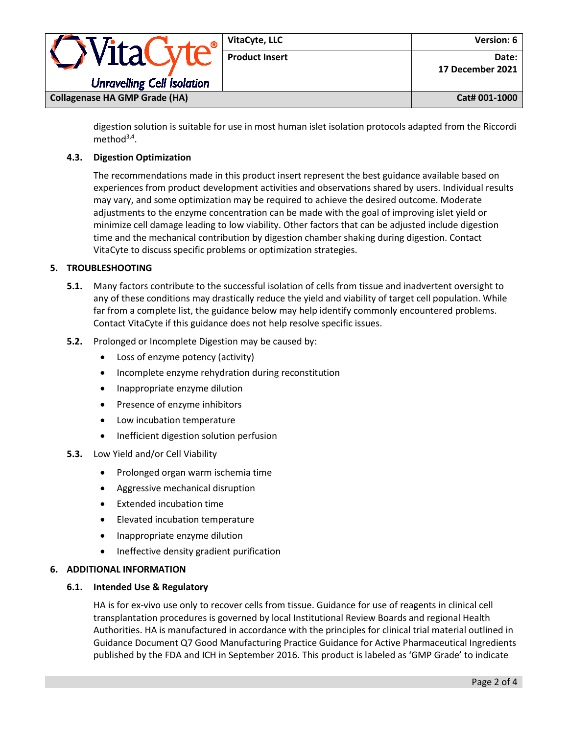digestion solution is suitable for use in most human islet isolation protocols adapted from the Riccordi method[3,4].

### 4.3. Digestion Optimization

The recommendations made in this product insert represent the best guidance available based on experiences from product development activities and observations shared by users. Individual results may vary, and some optimization may be required to achieve the desired outcome. Moderate adjustments to the enzyme concentration can be made with the goal of improving islet yield or minimize cell damage leading to low viability. Other factors that can be adjusted include digestion time and the mechanical contribution by digestion chamber shaking during digestion. Contact VitaCyte to discuss specific problems or optimization strategies.

## 5. TROUBLESHOOTING

**5.1.** Many factors contribute to the successful isolation of cells from tissue and inadvertent oversight to any of these conditions may drastically reduce the yield and viability of target cell population. While far from a complete list, the guidance below may help identify commonly encountered problems. Contact VitaCyte if this guidance does not help resolve specific issues.

**5.2.** Prolonged or Incomplete Digestion may be caused by:

- Loss of enzyme potency (activity)
- Incomplete enzyme rehydration during reconstitution
- Inappropriate enzyme dilution
- Presence of enzyme inhibitors
- Low incubation temperature
- Inefficient digestion solution perfusion

**5.3.** Low Yield and/or Cell Viability

- Prolonged organ warm ischemia time
- Aggressive mechanical disruption
- Extended incubation time
- Elevated incubation temperature
- Inappropriate enzyme dilution
- Ineffective density gradient purification

## 6. ADDITIONAL INFORMATION

### 6.1. Intended Use & Regulatory

HA is for ex-vivo use only to recover cells from tissue. Guidance for use of reagents in clinical cell transplantation procedures is governed by local Institutional Review Boards and regional Health Authorities. HA is manufactured in accordance with the principles for clinical trial material outlined in Guidance Document Q7 Good Manufacturing Practice Guidance for Active Pharmaceutical Ingredients published by the FDA and ICH in September 2016. This product is labeled as 'GMP Grade' to indicate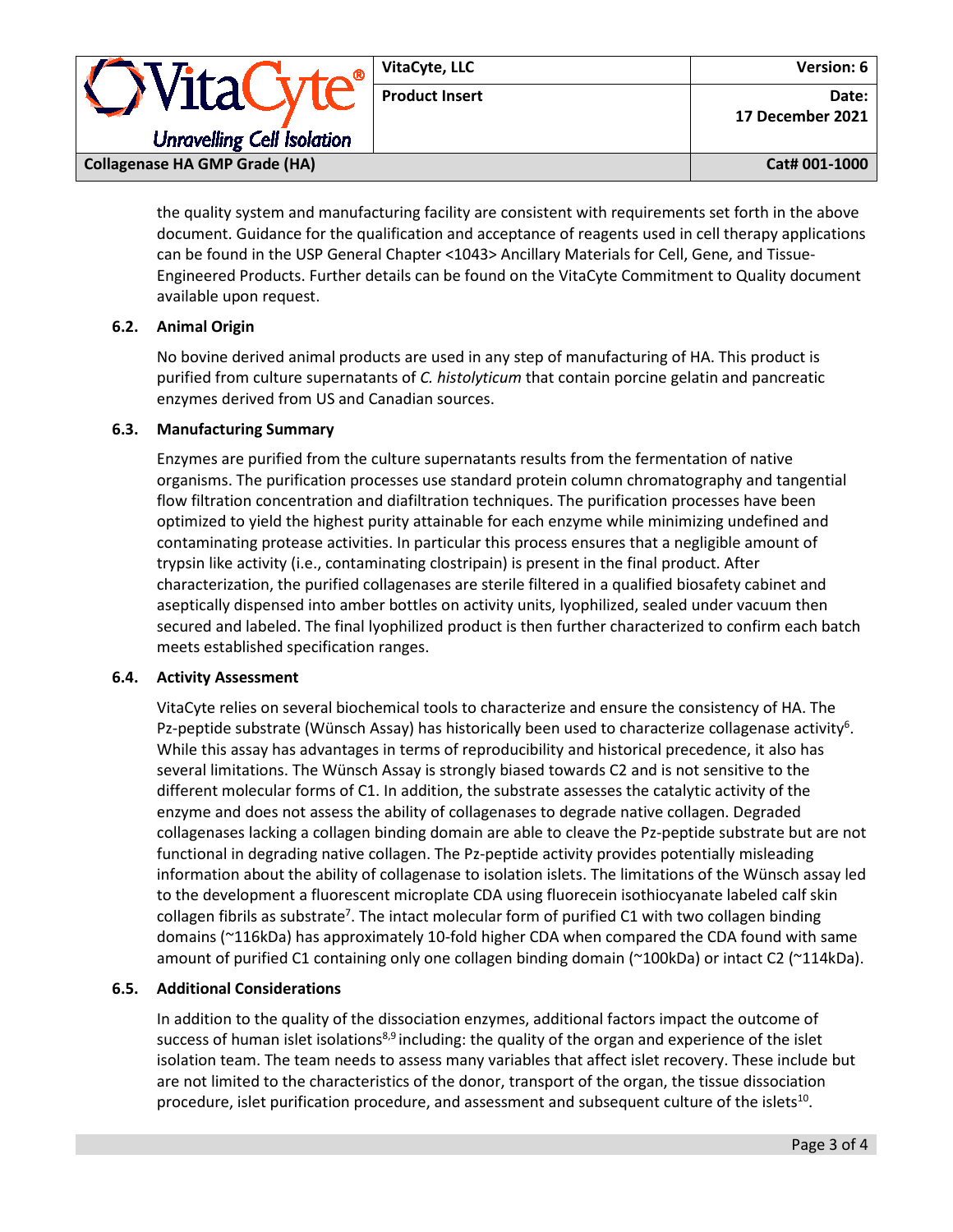the quality system and manufacturing facility are consistent with requirements set forth in the above document. Guidance for the qualification and acceptance of reagents used in cell therapy applications can be found in the USP General Chapter <1043> Ancillary Materials for Cell, Gene, and Tissue-Engineered Products. Further details can be found on the VitaCyte Commitment to Quality document available upon request.

### 6.2. Animal Origin

No bovine derived animal products are used in any step of manufacturing of HA. This product is purified from culture supernatants of *C. histolyticum* that contain porcine gelatin and pancreatic enzymes derived from US and Canadian sources.

### 6.3. Manufacturing Summary

Enzymes are purified from the culture supernatants results from the fermentation of native organisms. The purification processes use standard protein column chromatography and tangential flow filtration concentration and diafiltration techniques. The purification processes have been optimized to yield the highest purity attainable for each enzyme while minimizing undefined and contaminating protease activities. In particular this process ensures that a negligible amount of trypsin like activity (i.e., contaminating clostripain) is present in the final product. After characterization, the purified collagenases are sterile filtered in a qualified biosafety cabinet and aseptically dispensed into amber bottles on activity units, lyophilized, sealed under vacuum then secured and labeled. The final lyophilized product is then further characterized to confirm each batch meets established specification ranges.

### 6.4. Activity Assessment

VitaCyte relies on several biochemical tools to characterize and ensure the consistency of HA. The Pz-peptide substrate (Wünsch Assay) has historically been used to characterize collagenase activity[6]. While this assay has advantages in terms of reproducibility and historical precedence, it also has several limitations. The Wünsch Assay is strongly biased towards C2 and is not sensitive to the different molecular forms of C1. In addition, the substrate assesses the catalytic activity of the enzyme and does not assess the ability of collagenases to degrade native collagen. Degraded collagenases lacking a collagen binding domain are able to cleave the Pz-peptide substrate but are not functional in degrading native collagen. The Pz-peptide activity provides potentially misleading information about the ability of collagenase to isolation islets. The limitations of the Wünsch assay led to the development a fluorescent microplate CDA using fluorecein isothiocyanate labeled calf skin collagen fibrils as substrate[7]. The intact molecular form of purified C1 with two collagen binding domains (~116kDa) has approximately 10-fold higher CDA when compared the CDA found with same amount of purified C1 containing only one collagen binding domain (~100kDa) or intact C2 (~114kDa).

### 6.5. Additional Considerations

In addition to the quality of the dissociation enzymes, additional factors impact the outcome of success of human islet isolations[8,9] including: the quality of the organ and experience of the islet isolation team. The team needs to assess many variables that affect islet recovery. These include but are not limited to the characteristics of the donor, transport of the organ, the tissue dissociation procedure, islet purification procedure, and assessment and subsequent culture of the islets[10].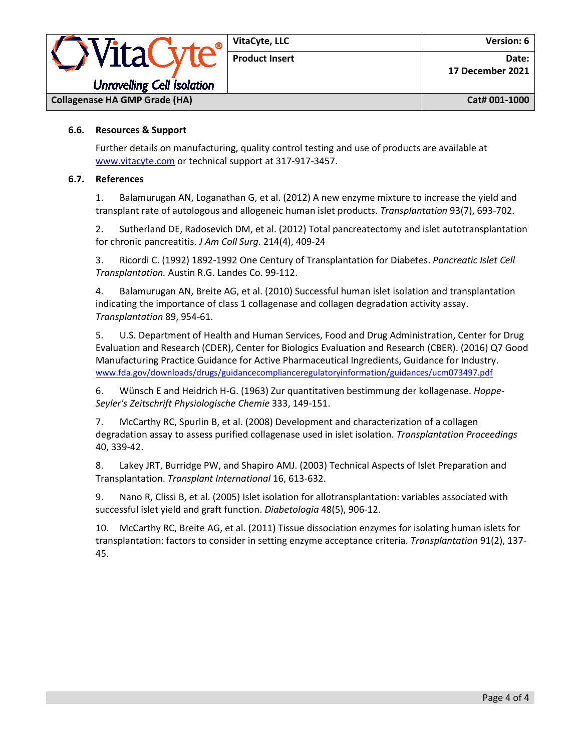### 6.6. Resources & Support

Further details on manufacturing, quality control testing and use of products are available at [www.vitacyte.com](http://www.vitacyte.com) or technical support at 317-917-3457.

### 6.7. References

1. Balamurugan AN, Loganathan G, et al. (2012) A new enzyme mixture to increase the yield and transplant rate of autologous and allogeneic human islet products. *Transplantation* 93(7), 693-702.

2. Sutherland DE, Radosevich DM, et al. (2012) Total pancreatectomy and islet autotransplantation for chronic pancreatitis. *J Am Coll Surg.* 214(4), 409-24

3. Ricordi C. (1992) 1892-1992 One Century of Transplantation for Diabetes. *Pancreatic Islet Cell Transplantation.* Austin R.G. Landes Co. 99-112.

4. Balamurugan AN, Breite AG, et al. (2010) Successful human islet isolation and transplantation indicating the importance of class 1 collagenase and collagen degradation activity assay. *Transplantation* 89, 954-61.

5. U.S. Department of Health and Human Services, Food and Drug Administration, Center for Drug Evaluation and Research (CDER), Center for Biologics Evaluation and Research (CBER). (2016) Q7 Good Manufacturing Practice Guidance for Active Pharmaceutical Ingredients, Guidance for Industry. [www.fda.gov/downloads/drugs/guidancecomplianceregulatoryinformation/guidances/ucm073497.pdf](http://www.fda.gov/downloads/drugs/guidancecomplianceregulatoryinformation/guidances/ucm073497.pdf)

6. Wünsch E and Heidrich H-G. (1963) Zur quantitativen bestimmung der kollagenase. *Hoppe-Seyler's Zeitschrift Physiologische Chemie* 333, 149-151.

7. McCarthy RC, Spurlin B, et al. (2008) Development and characterization of a collagen degradation assay to assess purified collagenase used in islet isolation. *Transplantation Proceedings* 40, 339-42.

8. Lakey JRT, Burridge PW, and Shapiro AMJ. (2003) Technical Aspects of Islet Preparation and Transplantation. *Transplant International* 16, 613-632.

9. Nano R, Clissi B, et al. (2005) Islet isolation for allotransplantation: variables associated with successful islet yield and graft function. *Diabetologia* 48(5), 906-12.

10. McCarthy RC, Breite AG, et al. (2011) Tissue dissociation enzymes for isolating human islets for transplantation: factors to consider in setting enzyme acceptance criteria. *Transplantation* 91(2), 137-45.